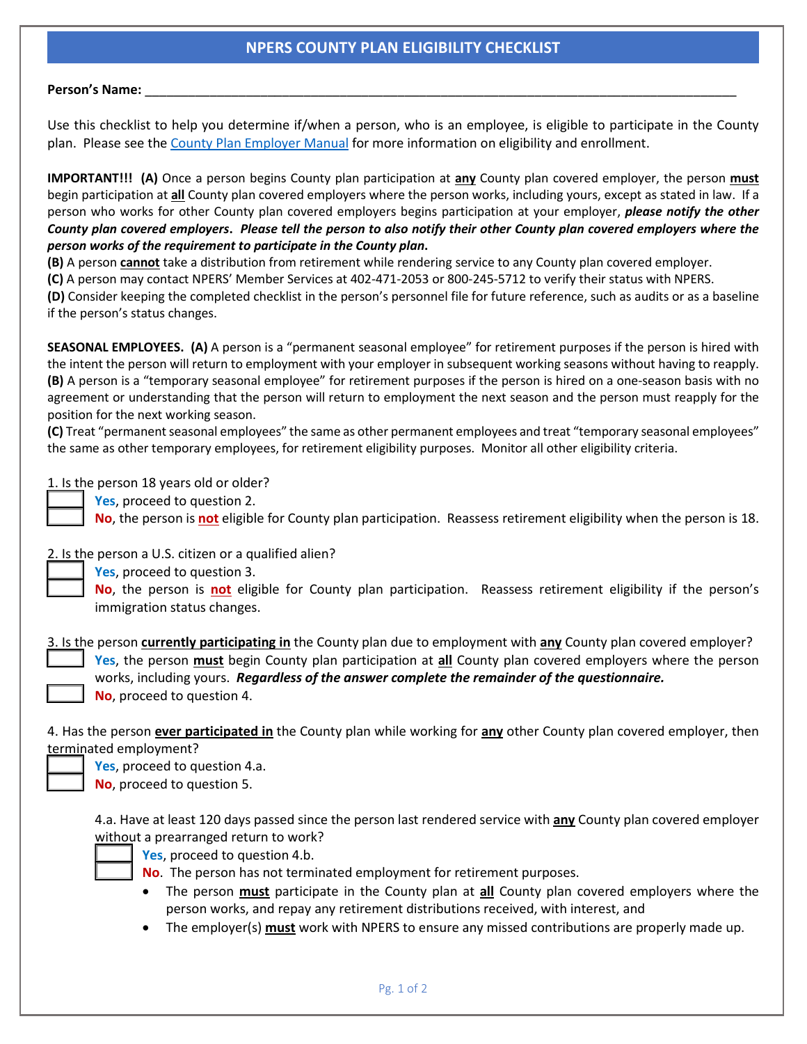# NPERS COUNTY PLAN ELIGIBILITY CHECKLIST

**Person's Name:** ______________________________________________________________________________

Use this checklist to help you determine if/when a person, who is an employee, is eligible to participate in the County plan. Please see the County Plan Employer Manual for more information on eligibility and enrollment.

**IMPORTANT!!! (A)** Once a person begins County plan participation at **any** County plan covered employer, the person **must** begin participation at **all** County plan covered employers where the person works, including yours, except as stated in law. If a person who works for other County plan covered employers begins participation at your employer, ***please notify the other County plan covered employers. Please tell the person to also notify their other County plan covered employers where the person works of the requirement to participate in the County plan.***

**(B)** A person **cannot** take a distribution from retirement while rendering service to any County plan covered employer.

**(C)** A person may contact NPERS' Member Services at 402-471-2053 or 800-245-5712 to verify their status with NPERS.

**(D)** Consider keeping the completed checklist in the person's personnel file for future reference, such as audits or as a baseline if the person's status changes.

**SEASONAL EMPLOYEES. (A)** A person is a "permanent seasonal employee" for retirement purposes if the person is hired with the intent the person will return to employment with your employer in subsequent working seasons without having to reapply.

**(B)** A person is a "temporary seasonal employee" for retirement purposes if the person is hired on a one-season basis with no agreement or understanding that the person will return to employment the next season and the person must reapply for the position for the next working season.

**(C)** Treat "permanent seasonal employees" the same as other permanent employees and treat "temporary seasonal employees" the same as other temporary employees, for retirement eligibility purposes. Monitor all other eligibility criteria.

1. Is the person 18 years old or older?
   - ☐ **Yes**, proceed to question 2.
   - ☐ **No**, the person is **not** eligible for County plan participation. Reassess retirement eligibility when the person is 18.

2. Is the person a U.S. citizen or a qualified alien?
   - ☐ **Yes**, proceed to question 3.
   - ☐ **No**, the person is **not** eligible for County plan participation. Reassess retirement eligibility if the person's immigration status changes.

3. Is the person **currently participating in** the County plan due to employment with **any** County plan covered employer?
   - ☐ **Yes**, the person **must** begin County plan participation at **all** County plan covered employers where the person works, including yours. ***Regardless of the answer complete the remainder of the questionnaire.***
   - ☐ **No**, proceed to question 4.

4. Has the person **ever participated in** the County plan while working for **any** other County plan covered employer, then terminated employment?
   - ☐ **Yes**, proceed to question 4.a.
   - ☐ **No**, proceed to question 5.

   4.a. Have at least 120 days passed since the person last rendered service with **any** County plan covered employer without a prearranged return to work?
   - ☐ **Yes**, proceed to question 4.b.
   - ☐ **No**. The person has not terminated employment for retirement purposes.
     - The person **must** participate in the County plan at **all** County plan covered employers where the person works, and repay any retirement distributions received, with interest, and
     - The employer(s) **must** work with NPERS to ensure any missed contributions are properly made up.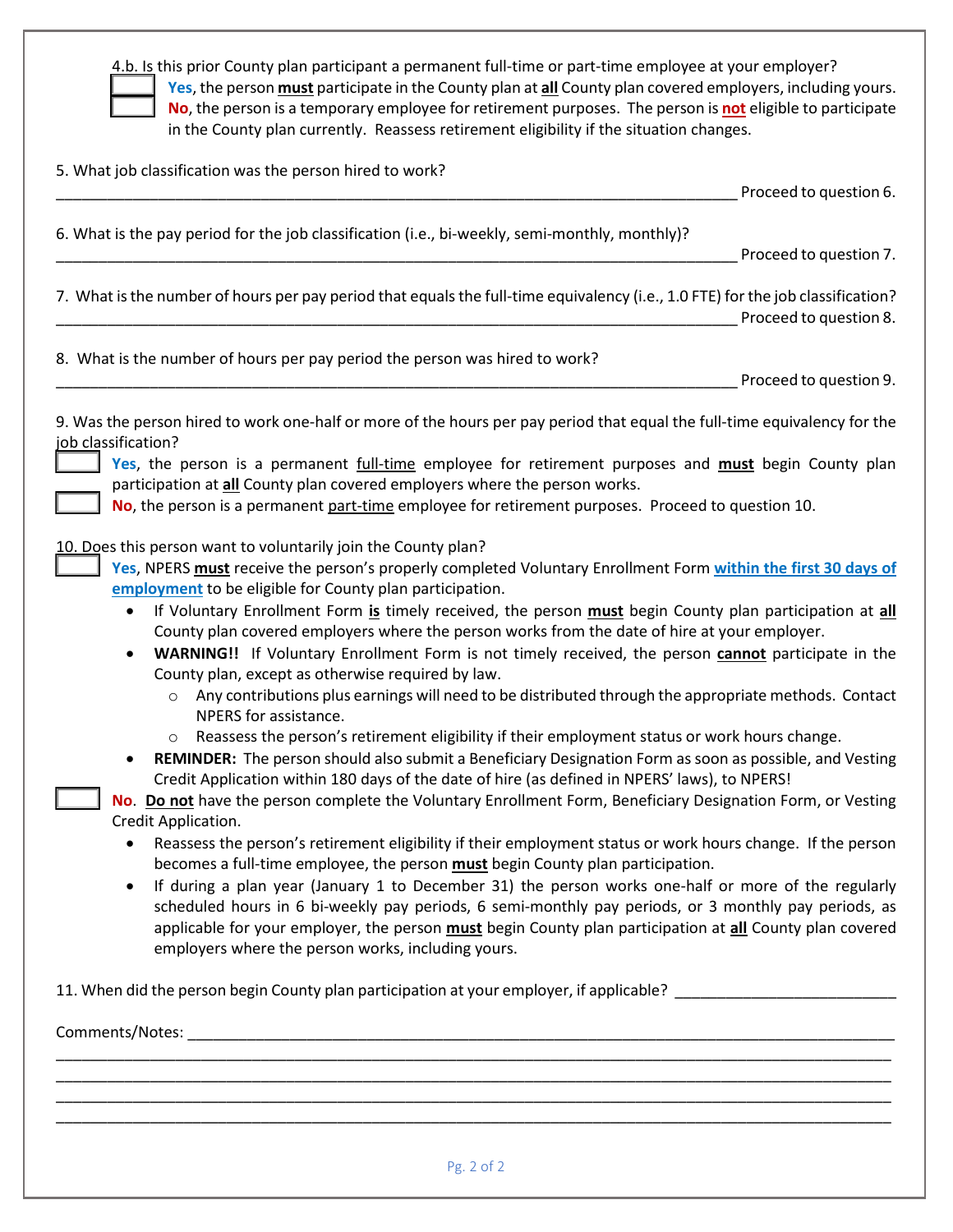4.b. Is this prior County plan participant a permanent full-time or part-time employee at your employer?

☐ **Yes**, the person **must** participate in the County plan at **all** County plan covered employers, including yours.

☐ **No**, the person is a temporary employee for retirement purposes. The person is **not** eligible to participate in the County plan currently. Reassess retirement eligibility if the situation changes.

5. What job classification was the person hired to work?

________________________________________________________________________________ Proceed to question 6.

6. What is the pay period for the job classification (i.e., bi-weekly, semi-monthly, monthly)?

________________________________________________________________________________ Proceed to question 7.

7. What is the number of hours per pay period that equals the full-time equivalency (i.e., 1.0 FTE) for the job classification?

________________________________________________________________________________ Proceed to question 8.

8. What is the number of hours per pay period the person was hired to work?

________________________________________________________________________________ Proceed to question 9.

9. Was the person hired to work one-half or more of the hours per pay period that equal the full-time equivalency for the job classification?

☐ **Yes**, the person is a permanent full-time employee for retirement purposes and **must** begin County plan participation at **all** County plan covered employers where the person works.

☐ **No**, the person is a permanent part-time employee for retirement purposes. Proceed to question 10.

10. Does this person want to voluntarily join the County plan?

☐ **Yes**, NPERS **must** receive the person's properly completed Voluntary Enrollment Form **within the first 30 days of employment** to be eligible for County plan participation.

- If Voluntary Enrollment Form **is** timely received, the person **must** begin County plan participation at **all** County plan covered employers where the person works from the date of hire at your employer.
- **WARNING!!** If Voluntary Enrollment Form is not timely received, the person **cannot** participate in the County plan, except as otherwise required by law.
  - Any contributions plus earnings will need to be distributed through the appropriate methods. Contact NPERS for assistance.
  - Reassess the person's retirement eligibility if their employment status or work hours change.
- **REMINDER:** The person should also submit a Beneficiary Designation Form as soon as possible, and Vesting Credit Application within 180 days of the date of hire (as defined in NPERS' laws), to NPERS!

☐ **No**. **Do not** have the person complete the Voluntary Enrollment Form, Beneficiary Designation Form, or Vesting Credit Application.

- Reassess the person's retirement eligibility if their employment status or work hours change. If the person becomes a full-time employee, the person **must** begin County plan participation.
- If during a plan year (January 1 to December 31) the person works one-half or more of the regularly scheduled hours in 6 bi-weekly pay periods, 6 semi-monthly pay periods, or 3 monthly pay periods, as applicable for your employer, the person **must** begin County plan participation at **all** County plan covered employers where the person works, including yours.

11. When did the person begin County plan participation at your employer, if applicable? __________________________

Comments/Notes: ______________________________________________________________________________

________________________________________________________________________________________________

________________________________________________________________________________________________

________________________________________________________________________________________________

________________________________________________________________________________________________